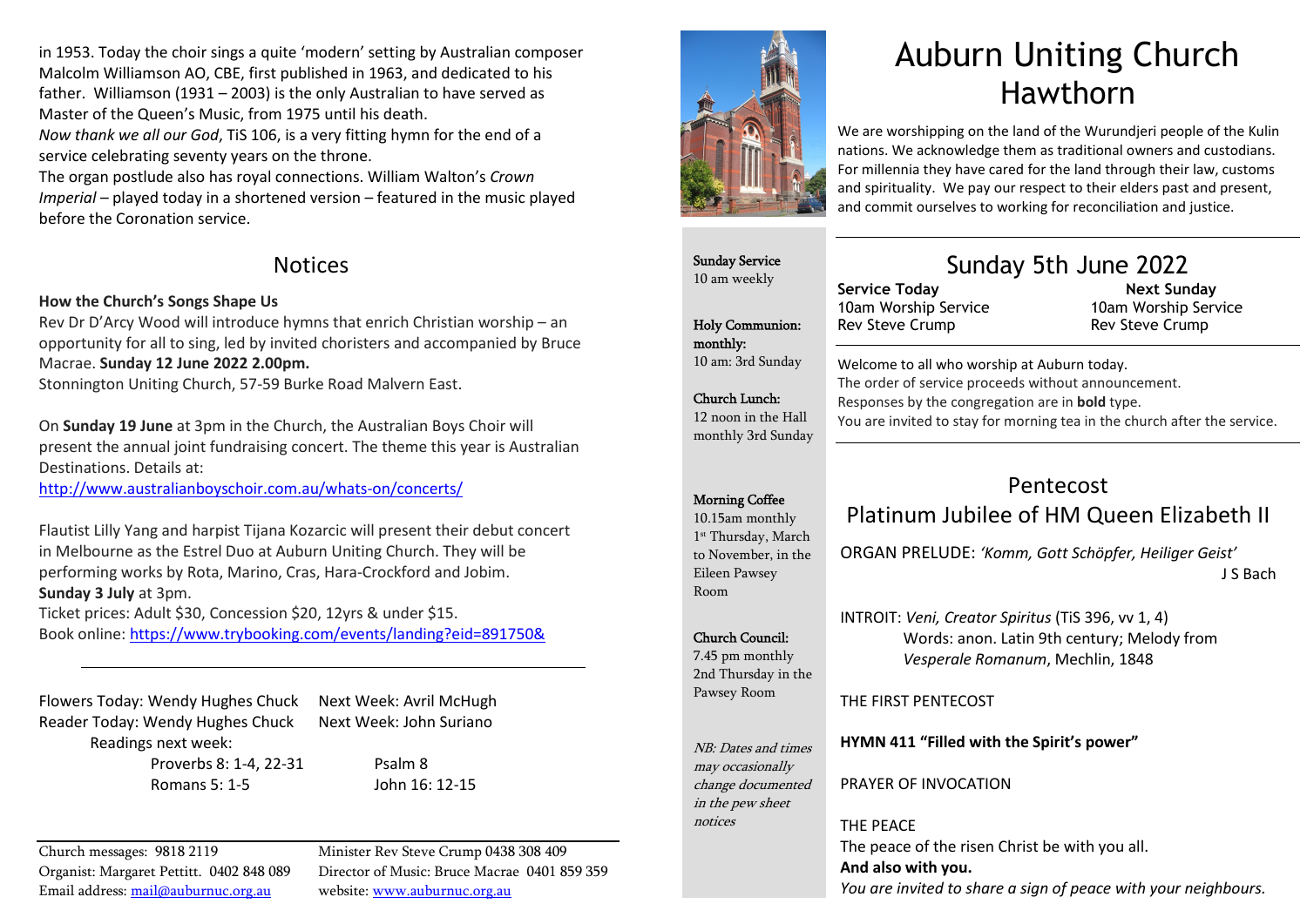in 1953. Today the choir sings a quite 'modern' setting by Australian composer Malcolm Williamson AO, CBE, first published in 1963, and dedicated to his father. Williamson (1931 – 2003) is the only Australian to have served as Master of the Queen's Music, from 1975 until his death.
*Now thank we all our God*, TiS 106, is a very fitting hymn for the end of a service celebrating seventy years on the throne.
The organ postlude also has royal connections. William Walton's *Crown Imperial* – played today in a shortened version – featured in the music played before the Coronation service.

## Notices

**How the Church's Songs Shape Us**
Rev Dr D'Arcy Wood will introduce hymns that enrich Christian worship – an opportunity for all to sing, led by invited choristers and accompanied by Bruce Macrae. **Sunday 12 June 2022 2.00pm.**
Stonnington Uniting Church, 57-59 Burke Road Malvern East.

On **Sunday 19 June** at 3pm in the Church, the Australian Boys Choir will present the annual joint fundraising concert. The theme this year is Australian Destinations. Details at:
http://www.australianboyschoir.com.au/whats-on/concerts/

Flautist Lilly Yang and harpist Tijana Kozarcic will present their debut concert in Melbourne as the Estrel Duo at Auburn Uniting Church. They will be performing works by Rota, Marino, Cras, Hara-Crockford and Jobim.
**Sunday 3 July** at 3pm.
Ticket prices: Adult $30, Concession $20, 12yrs & under $15.
Book online: https://www.trybooking.com/events/landing?eid=891750&

---

Flowers Today: Wendy Hughes Chuck — Next Week: Avril McHugh
Reader Today: Wendy Hughes Chuck — Next Week: John Suriano

Readings next week:
Proverbs 8: 1-4, 22-31 — Psalm 8
Romans 5: 1-5 — John 16: 12-15

---

Church messages: 9818 2119
Organist: Margaret Pettitt. 0402 848 089
Email address: mail@auburnuc.org.au
Minister Rev Steve Crump 0438 308 409
Director of Music: Bruce Macrae 0401 859 359
website: www.auburnuc.org.au

**Sunday Service**
10 am weekly

**Holy Communion: monthly:**
10 am: 3rd Sunday

**Church Lunch:**
12 noon in the Hall monthly 3rd Sunday

**Morning Coffee**
10.15am monthly 1st Thursday, March to November, in the Eileen Pawsey Room

**Church Council:**
7.45 pm monthly 2nd Thursday in the Pawsey Room

*NB: Dates and times may occasionally change documented in the pew sheet notices*

# Auburn Uniting Church Hawthorn

We are worshipping on the land of the Wurundjeri people of the Kulin nations. We acknowledge them as traditional owners and custodians. For millennia they have cared for the land through their law, customs and spirituality. We pay our respect to their elders past and present, and commit ourselves to working for reconciliation and justice.

## Sunday 5th June 2022

| **Service Today** | **Next Sunday** |
|---|---|
| 10am Worship Service | 10am Worship Service |
| Rev Steve Crump | Rev Steve Crump |

Welcome to all who worship at Auburn today.
The order of service proceeds without announcement.
Responses by the congregation are in **bold** type.
You are invited to stay for morning tea in the church after the service.

## Pentecost
## Platinum Jubilee of HM Queen Elizabeth II

ORGAN PRELUDE: *'Komm, Gott Schöpfer, Heiliger Geist'* — J S Bach

INTROIT: *Veni, Creator Spiritus* (TiS 396, vv 1, 4)
Words: anon. Latin 9th century; Melody from *Vesperale Romanum*, Mechlin, 1848

THE FIRST PENTECOST

**HYMN 411 "Filled with the Spirit's power"**

PRAYER OF INVOCATION

THE PEACE
The peace of the risen Christ be with you all.
**And also with you.**
*You are invited to share a sign of peace with your neighbours.*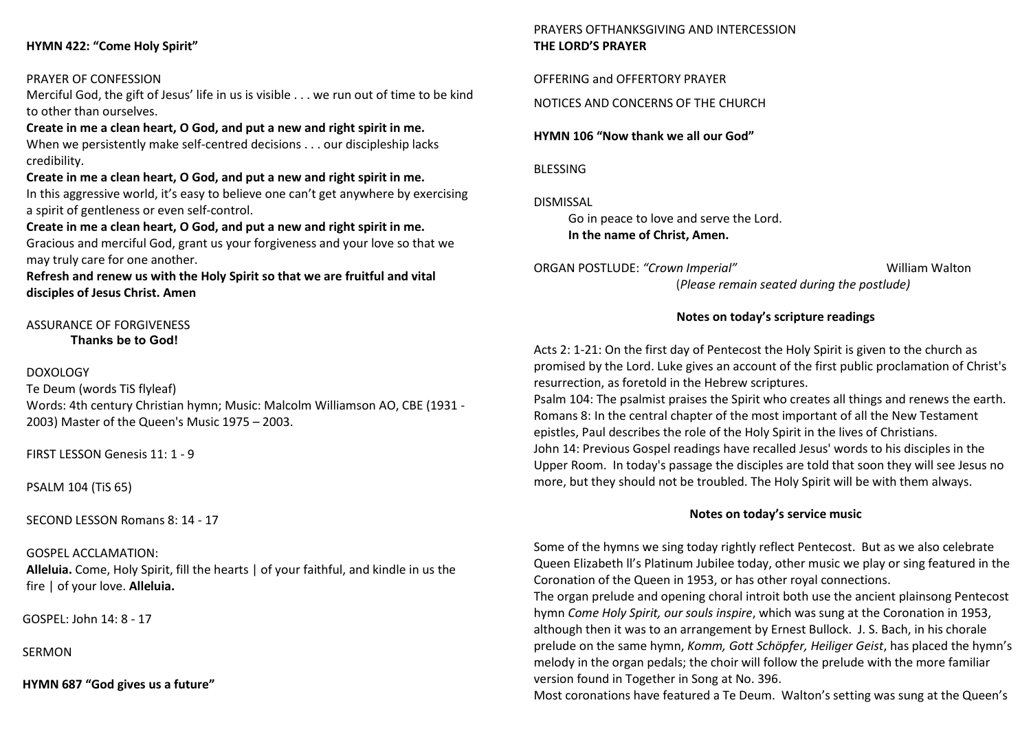**HYMN 422: "Come Holy Spirit"**

PRAYER OF CONFESSION

Merciful God, the gift of Jesus' life in us is visible . . . we run out of time to be kind to other than ourselves.

**Create in me a clean heart, O God, and put a new and right spirit in me.**

When we persistently make self-centred decisions . . . our discipleship lacks credibility.

**Create in me a clean heart, O God, and put a new and right spirit in me.**

In this aggressive world, it's easy to believe one can't get anywhere by exercising a spirit of gentleness or even self-control.

**Create in me a clean heart, O God, and put a new and right spirit in me.**

Gracious and merciful God, grant us your forgiveness and your love so that we may truly care for one another.

**Refresh and renew us with the Holy Spirit so that we are fruitful and vital disciples of Jesus Christ. Amen**

ASSURANCE OF FORGIVENESS

**Thanks be to God!**

DOXOLOGY

Te Deum (words TiS flyleaf)

Words: 4th century Christian hymn; Music: Malcolm Williamson AO, CBE (1931 - 2003) Master of the Queen's Music 1975 – 2003.

FIRST LESSON Genesis 11: 1 - 9

PSALM 104 (TiS 65)

SECOND LESSON Romans 8: 14 - 17

GOSPEL ACCLAMATION:

**Alleluia.** Come, Holy Spirit, fill the hearts | of your faithful, and kindle in us the fire | of your love. **Alleluia.**

GOSPEL: John 14: 8 - 17

SERMON

**HYMN 687 "God gives us a future"**

PRAYERS OFTHANKSGIVING AND INTERCESSION

**THE LORD'S PRAYER**

OFFERING and OFFERTORY PRAYER

NOTICES AND CONCERNS OF THE CHURCH

**HYMN 106 "Now thank we all our God"**

BLESSING

DISMISSAL

Go in peace to love and serve the Lord.

**In the name of Christ, Amen.**

ORGAN POSTLUDE: *"Crown Imperial"* William Walton

(*Please remain seated during the postlude)*

**Notes on today's scripture readings**

Acts 2: 1-21: On the first day of Pentecost the Holy Spirit is given to the church as promised by the Lord. Luke gives an account of the first public proclamation of Christ's resurrection, as foretold in the Hebrew scriptures.

Psalm 104: The psalmist praises the Spirit who creates all things and renews the earth.

Romans 8: In the central chapter of the most important of all the New Testament epistles, Paul describes the role of the Holy Spirit in the lives of Christians.

John 14: Previous Gospel readings have recalled Jesus' words to his disciples in the Upper Room. In today's passage the disciples are told that soon they will see Jesus no more, but they should not be troubled. The Holy Spirit will be with them always.

**Notes on today's service music**

Some of the hymns we sing today rightly reflect Pentecost. But as we also celebrate Queen Elizabeth ll's Platinum Jubilee today, other music we play or sing featured in the Coronation of the Queen in 1953, or has other royal connections.

The organ prelude and opening choral introit both use the ancient plainsong Pentecost hymn *Come Holy Spirit, our souls inspire*, which was sung at the Coronation in 1953, although then it was to an arrangement by Ernest Bullock. J. S. Bach, in his chorale prelude on the same hymn, *Komm, Gott Schöpfer, Heiliger Geist*, has placed the hymn's melody in the organ pedals; the choir will follow the prelude with the more familiar version found in Together in Song at No. 396.

Most coronations have featured a Te Deum. Walton's setting was sung at the Queen's